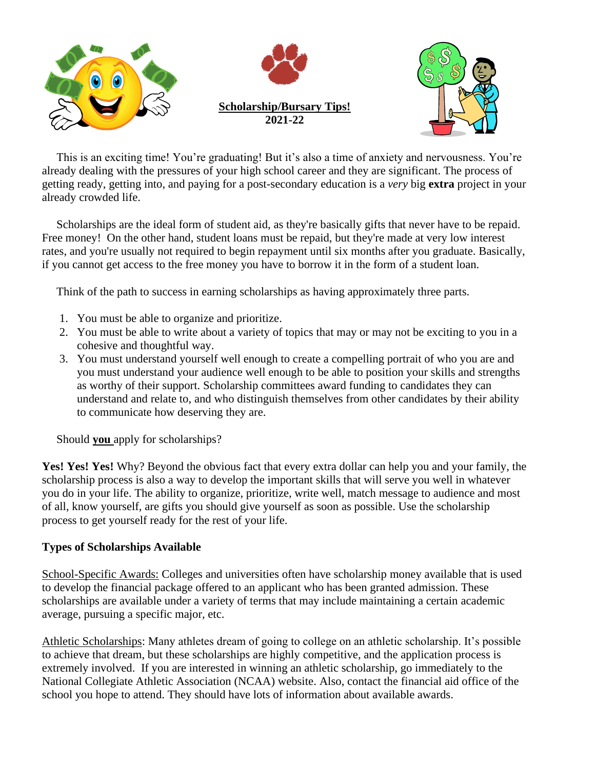# Scholarship/Bursary Tips!

**2021-22**

This is an exciting time! You're graduating! But it's also a time of anxiety and nervousness. You're already dealing with the pressures of your high school career and they are significant. The process of getting ready, getting into, and paying for a post-secondary education is a *very* big **extra** project in your already crowded life.

Scholarships are the ideal form of student aid, as they're basically gifts that never have to be repaid. Free money! On the other hand, student loans must be repaid, but they're made at very low interest rates, and you're usually not required to begin repayment until six months after you graduate. Basically, if you cannot get access to the free money you have to borrow it in the form of a student loan.

Think of the path to success in earning scholarships as having approximately three parts.

1. You must be able to organize and prioritize.
2. You must be able to write about a variety of topics that may or may not be exciting to you in a cohesive and thoughtful way.
3. You must understand yourself well enough to create a compelling portrait of who you are and you must understand your audience well enough to be able to position your skills and strengths as worthy of their support. Scholarship committees award funding to candidates they can understand and relate to, and who distinguish themselves from other candidates by their ability to communicate how deserving they are.

Should **you** apply for scholarships?

**Yes! Yes! Yes!** Why? Beyond the obvious fact that every extra dollar can help you and your family, the scholarship process is also a way to develop the important skills that will serve you well in whatever you do in your life. The ability to organize, prioritize, write well, match message to audience and most of all, know yourself, are gifts you should give yourself as soon as possible. Use the scholarship process to get yourself ready for the rest of your life.

## Types of Scholarships Available

School-Specific Awards: Colleges and universities often have scholarship money available that is used to develop the financial package offered to an applicant who has been granted admission. These scholarships are available under a variety of terms that may include maintaining a certain academic average, pursuing a specific major, etc.

Athletic Scholarships: Many athletes dream of going to college on an athletic scholarship. It's possible to achieve that dream, but these scholarships are highly competitive, and the application process is extremely involved. If you are interested in winning an athletic scholarship, go immediately to the National Collegiate Athletic Association (NCAA) website. Also, contact the financial aid office of the school you hope to attend. They should have lots of information about available awards.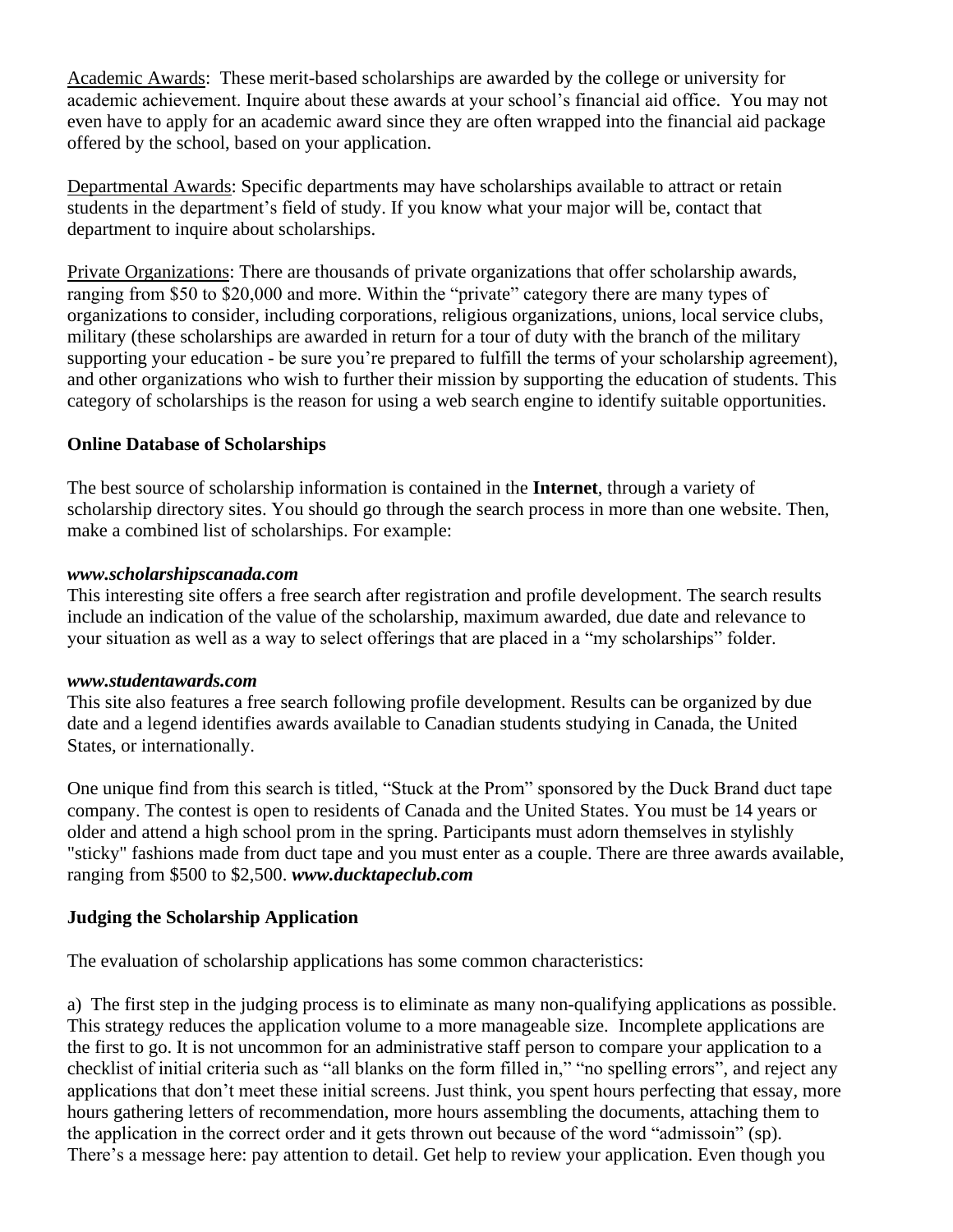Academic Awards: These merit-based scholarships are awarded by the college or university for academic achievement. Inquire about these awards at your school's financial aid office. You may not even have to apply for an academic award since they are often wrapped into the financial aid package offered by the school, based on your application.

Departmental Awards: Specific departments may have scholarships available to attract or retain students in the department's field of study. If you know what your major will be, contact that department to inquire about scholarships.

Private Organizations: There are thousands of private organizations that offer scholarship awards, ranging from $50 to $20,000 and more. Within the "private" category there are many types of organizations to consider, including corporations, religious organizations, unions, local service clubs, military (these scholarships are awarded in return for a tour of duty with the branch of the military supporting your education - be sure you're prepared to fulfill the terms of your scholarship agreement), and other organizations who wish to further their mission by supporting the education of students. This category of scholarships is the reason for using a web search engine to identify suitable opportunities.

**Online Database of Scholarships**

The best source of scholarship information is contained in the **Internet**, through a variety of scholarship directory sites. You should go through the search process in more than one website. Then, make a combined list of scholarships. For example:

***www.scholarshipscanada.com***
This interesting site offers a free search after registration and profile development. The search results include an indication of the value of the scholarship, maximum awarded, due date and relevance to your situation as well as a way to select offerings that are placed in a "my scholarships" folder.

***www.studentawards.com***
This site also features a free search following profile development. Results can be organized by due date and a legend identifies awards available to Canadian students studying in Canada, the United States, or internationally.

One unique find from this search is titled, "Stuck at the Prom" sponsored by the Duck Brand duct tape company. The contest is open to residents of Canada and the United States. You must be 14 years or older and attend a high school prom in the spring. Participants must adorn themselves in stylishly "sticky" fashions made from duct tape and you must enter as a couple. There are three awards available, ranging from $500 to $2,500. ***www.ducktapeclub.com***

**Judging the Scholarship Application**

The evaluation of scholarship applications has some common characteristics:

a) The first step in the judging process is to eliminate as many non-qualifying applications as possible. This strategy reduces the application volume to a more manageable size. Incomplete applications are the first to go. It is not uncommon for an administrative staff person to compare your application to a checklist of initial criteria such as "all blanks on the form filled in," "no spelling errors", and reject any applications that don't meet these initial screens. Just think, you spent hours perfecting that essay, more hours gathering letters of recommendation, more hours assembling the documents, attaching them to the application in the correct order and it gets thrown out because of the word "admissoin" (sp). There's a message here: pay attention to detail. Get help to review your application. Even though you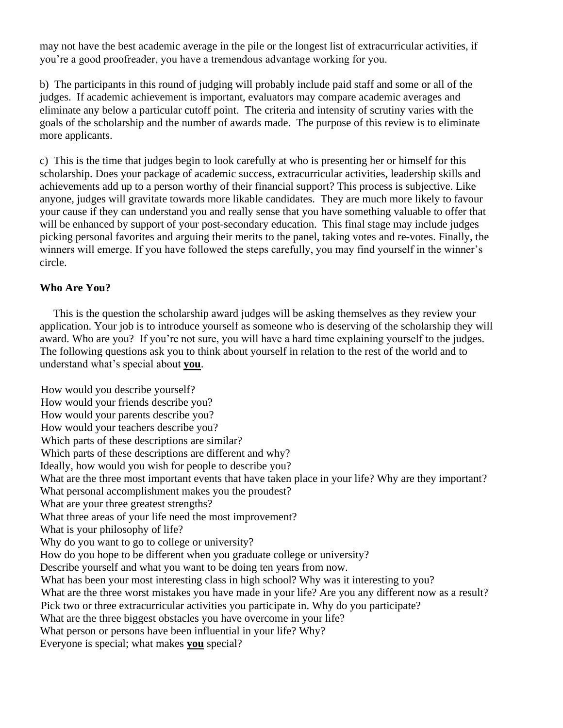may not have the best academic average in the pile or the longest list of extracurricular activities, if you're a good proofreader, you have a tremendous advantage working for you.

b) The participants in this round of judging will probably include paid staff and some or all of the judges. If academic achievement is important, evaluators may compare academic averages and eliminate any below a particular cutoff point. The criteria and intensity of scrutiny varies with the goals of the scholarship and the number of awards made. The purpose of this review is to eliminate more applicants.

c) This is the time that judges begin to look carefully at who is presenting her or himself for this scholarship. Does your package of academic success, extracurricular activities, leadership skills and achievements add up to a person worthy of their financial support? This process is subjective. Like anyone, judges will gravitate towards more likable candidates. They are much more likely to favour your cause if they can understand you and really sense that you have something valuable to offer that will be enhanced by support of your post-secondary education. This final stage may include judges picking personal favorites and arguing their merits to the panel, taking votes and re-votes. Finally, the winners will emerge. If you have followed the steps carefully, you may find yourself in the winner's circle.

**Who Are You?**

This is the question the scholarship award judges will be asking themselves as they review your application. Your job is to introduce yourself as someone who is deserving of the scholarship they will award. Who are you? If you're not sure, you will have a hard time explaining yourself to the judges. The following questions ask you to think about yourself in relation to the rest of the world and to understand what's special about **you**.

How would you describe yourself?
How would your friends describe you?
How would your parents describe you?
How would your teachers describe you?
Which parts of these descriptions are similar?
Which parts of these descriptions are different and why?
Ideally, how would you wish for people to describe you?
What are the three most important events that have taken place in your life? Why are they important?
What personal accomplishment makes you the proudest?
What are your three greatest strengths?
What three areas of your life need the most improvement?
What is your philosophy of life?
Why do you want to go to college or university?
How do you hope to be different when you graduate college or university?
Describe yourself and what you want to be doing ten years from now.
What has been your most interesting class in high school? Why was it interesting to you?
What are the three worst mistakes you have made in your life? Are you any different now as a result?
Pick two or three extracurricular activities you participate in. Why do you participate?
What are the three biggest obstacles you have overcome in your life?
What person or persons have been influential in your life? Why?
Everyone is special; what makes **you** special?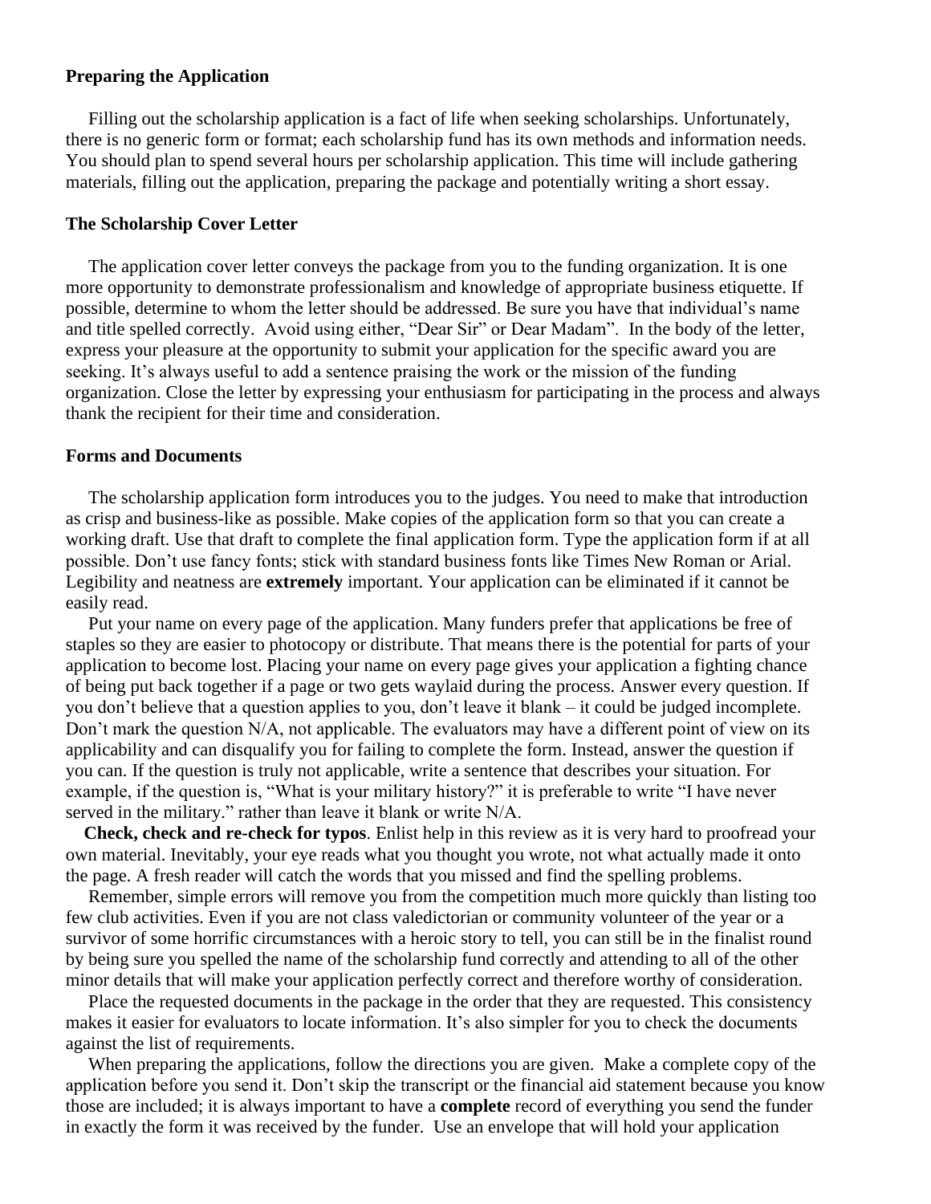**Preparing the Application**

Filling out the scholarship application is a fact of life when seeking scholarships. Unfortunately, there is no generic form or format; each scholarship fund has its own methods and information needs. You should plan to spend several hours per scholarship application. This time will include gathering materials, filling out the application, preparing the package and potentially writing a short essay.

**The Scholarship Cover Letter**

The application cover letter conveys the package from you to the funding organization. It is one more opportunity to demonstrate professionalism and knowledge of appropriate business etiquette. If possible, determine to whom the letter should be addressed. Be sure you have that individual's name and title spelled correctly. Avoid using either, "Dear Sir" or Dear Madam". In the body of the letter, express your pleasure at the opportunity to submit your application for the specific award you are seeking. It's always useful to add a sentence praising the work or the mission of the funding organization. Close the letter by expressing your enthusiasm for participating in the process and always thank the recipient for their time and consideration.

**Forms and Documents**

The scholarship application form introduces you to the judges. You need to make that introduction as crisp and business-like as possible. Make copies of the application form so that you can create a working draft. Use that draft to complete the final application form. Type the application form if at all possible. Don't use fancy fonts; stick with standard business fonts like Times New Roman or Arial. Legibility and neatness are **extremely** important. Your application can be eliminated if it cannot be easily read.

Put your name on every page of the application. Many funders prefer that applications be free of staples so they are easier to photocopy or distribute. That means there is the potential for parts of your application to become lost. Placing your name on every page gives your application a fighting chance of being put back together if a page or two gets waylaid during the process. Answer every question. If you don't believe that a question applies to you, don't leave it blank – it could be judged incomplete. Don't mark the question N/A, not applicable. The evaluators may have a different point of view on its applicability and can disqualify you for failing to complete the form. Instead, answer the question if you can. If the question is truly not applicable, write a sentence that describes your situation. For example, if the question is, "What is your military history?" it is preferable to write "I have never served in the military." rather than leave it blank or write N/A.

**Check, check and re-check for typos**. Enlist help in this review as it is very hard to proofread your own material. Inevitably, your eye reads what you thought you wrote, not what actually made it onto the page. A fresh reader will catch the words that you missed and find the spelling problems.

Remember, simple errors will remove you from the competition much more quickly than listing too few club activities. Even if you are not class valedictorian or community volunteer of the year or a survivor of some horrific circumstances with a heroic story to tell, you can still be in the finalist round by being sure you spelled the name of the scholarship fund correctly and attending to all of the other minor details that will make your application perfectly correct and therefore worthy of consideration.

Place the requested documents in the package in the order that they are requested. This consistency makes it easier for evaluators to locate information. It's also simpler for you to check the documents against the list of requirements.

When preparing the applications, follow the directions you are given. Make a complete copy of the application before you send it. Don't skip the transcript or the financial aid statement because you know those are included; it is always important to have a **complete** record of everything you send the funder in exactly the form it was received by the funder. Use an envelope that will hold your application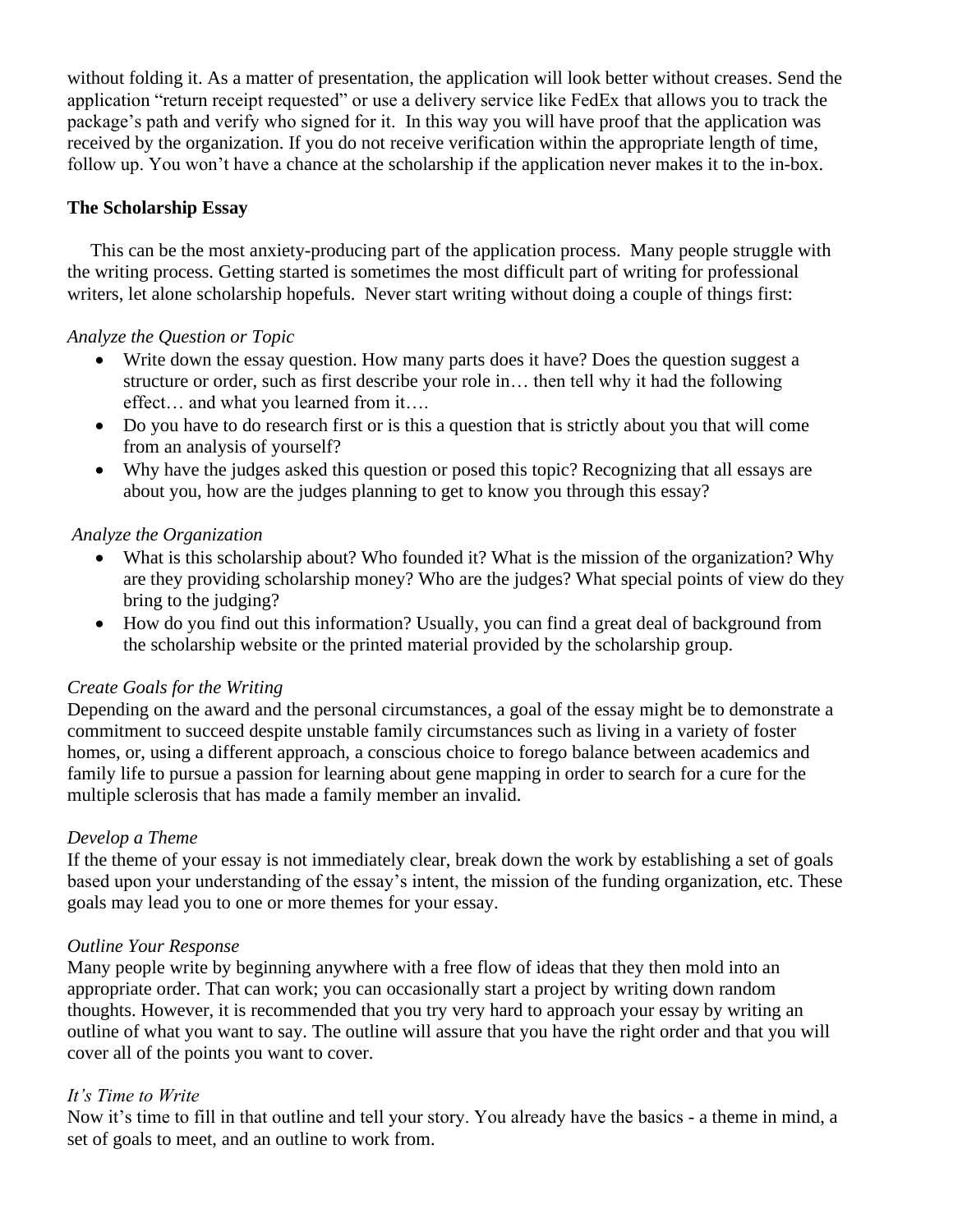without folding it. As a matter of presentation, the application will look better without creases. Send the application "return receipt requested" or use a delivery service like FedEx that allows you to track the package's path and verify who signed for it. In this way you will have proof that the application was received by the organization. If you do not receive verification within the appropriate length of time, follow up. You won't have a chance at the scholarship if the application never makes it to the in-box.

**The Scholarship Essay**

This can be the most anxiety-producing part of the application process. Many people struggle with the writing process. Getting started is sometimes the most difficult part of writing for professional writers, let alone scholarship hopefuls. Never start writing without doing a couple of things first:

*Analyze the Question or Topic*

- Write down the essay question. How many parts does it have? Does the question suggest a structure or order, such as first describe your role in… then tell why it had the following effect… and what you learned from it….
- Do you have to do research first or is this a question that is strictly about you that will come from an analysis of yourself?
- Why have the judges asked this question or posed this topic? Recognizing that all essays are about you, how are the judges planning to get to know you through this essay?

*Analyze the Organization*

- What is this scholarship about? Who founded it? What is the mission of the organization? Why are they providing scholarship money? Who are the judges? What special points of view do they bring to the judging?
- How do you find out this information? Usually, you can find a great deal of background from the scholarship website or the printed material provided by the scholarship group.

*Create Goals for the Writing*

Depending on the award and the personal circumstances, a goal of the essay might be to demonstrate a commitment to succeed despite unstable family circumstances such as living in a variety of foster homes, or, using a different approach, a conscious choice to forego balance between academics and family life to pursue a passion for learning about gene mapping in order to search for a cure for the multiple sclerosis that has made a family member an invalid.

*Develop a Theme*

If the theme of your essay is not immediately clear, break down the work by establishing a set of goals based upon your understanding of the essay's intent, the mission of the funding organization, etc. These goals may lead you to one or more themes for your essay.

*Outline Your Response*

Many people write by beginning anywhere with a free flow of ideas that they then mold into an appropriate order. That can work; you can occasionally start a project by writing down random thoughts. However, it is recommended that you try very hard to approach your essay by writing an outline of what you want to say. The outline will assure that you have the right order and that you will cover all of the points you want to cover.

*It's Time to Write*

Now it's time to fill in that outline and tell your story. You already have the basics - a theme in mind, a set of goals to meet, and an outline to work from.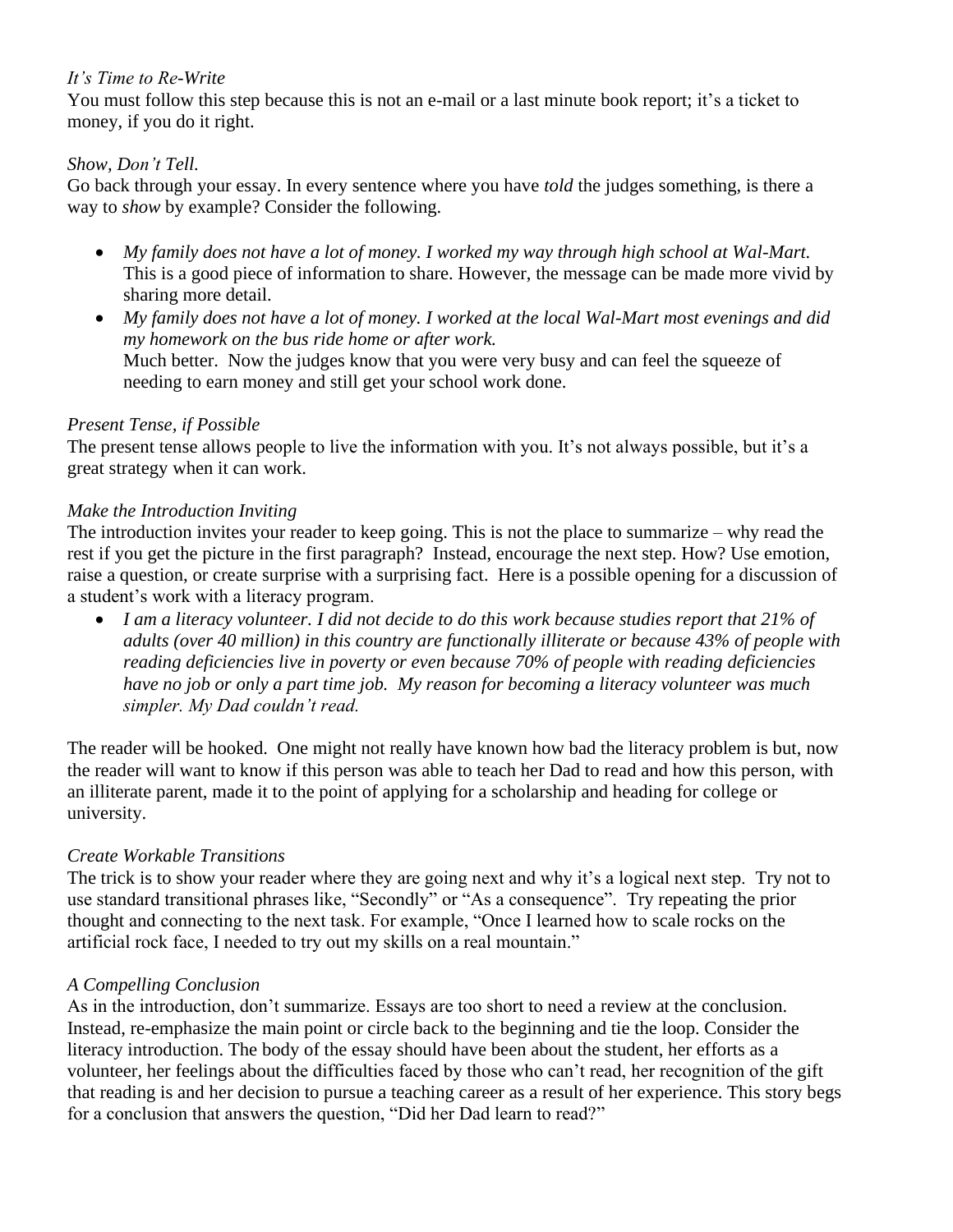*It's Time to Re-Write*

You must follow this step because this is not an e-mail or a last minute book report; it's a ticket to money, if you do it right.

*Show, Don't Tell.*

Go back through your essay. In every sentence where you have *told* the judges something, is there a way to *show* by example? Consider the following.

- *My family does not have a lot of money. I worked my way through high school at Wal-Mart.* This is a good piece of information to share. However, the message can be made more vivid by sharing more detail.
- *My family does not have a lot of money. I worked at the local Wal-Mart most evenings and did my homework on the bus ride home or after work.*
  Much better. Now the judges know that you were very busy and can feel the squeeze of needing to earn money and still get your school work done.

*Present Tense, if Possible*

The present tense allows people to live the information with you. It's not always possible, but it's a great strategy when it can work.

*Make the Introduction Inviting*

The introduction invites your reader to keep going. This is not the place to summarize – why read the rest if you get the picture in the first paragraph? Instead, encourage the next step. How? Use emotion, raise a question, or create surprise with a surprising fact. Here is a possible opening for a discussion of a student's work with a literacy program.

- *I am a literacy volunteer. I did not decide to do this work because studies report that 21% of adults (over 40 million) in this country are functionally illiterate or because 43% of people with reading deficiencies live in poverty or even because 70% of people with reading deficiencies have no job or only a part time job. My reason for becoming a literacy volunteer was much simpler. My Dad couldn't read.*

The reader will be hooked. One might not really have known how bad the literacy problem is but, now the reader will want to know if this person was able to teach her Dad to read and how this person, with an illiterate parent, made it to the point of applying for a scholarship and heading for college or university.

*Create Workable Transitions*

The trick is to show your reader where they are going next and why it's a logical next step. Try not to use standard transitional phrases like, "Secondly" or "As a consequence". Try repeating the prior thought and connecting to the next task. For example, "Once I learned how to scale rocks on the artificial rock face, I needed to try out my skills on a real mountain."

*A Compelling Conclusion*

As in the introduction, don't summarize. Essays are too short to need a review at the conclusion. Instead, re-emphasize the main point or circle back to the beginning and tie the loop. Consider the literacy introduction. The body of the essay should have been about the student, her efforts as a volunteer, her feelings about the difficulties faced by those who can't read, her recognition of the gift that reading is and her decision to pursue a teaching career as a result of her experience. This story begs for a conclusion that answers the question, "Did her Dad learn to read?"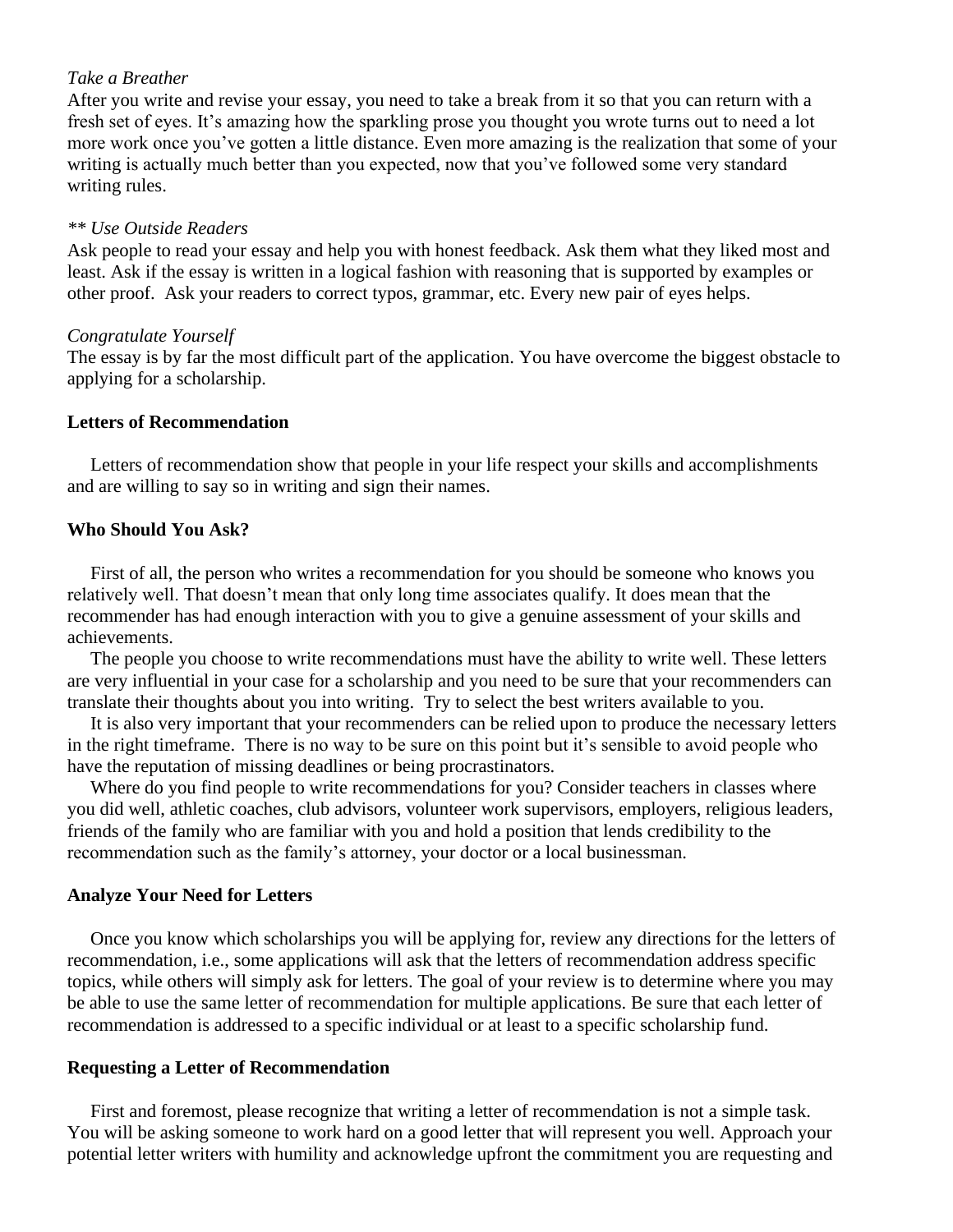*Take a Breather*

After you write and revise your essay, you need to take a break from it so that you can return with a fresh set of eyes. It's amazing how the sparkling prose you thought you wrote turns out to need a lot more work once you've gotten a little distance. Even more amazing is the realization that some of your writing is actually much better than you expected, now that you've followed some very standard writing rules.

*** Use Outside Readers*

Ask people to read your essay and help you with honest feedback. Ask them what they liked most and least. Ask if the essay is written in a logical fashion with reasoning that is supported by examples or other proof. Ask your readers to correct typos, grammar, etc. Every new pair of eyes helps.

*Congratulate Yourself*

The essay is by far the most difficult part of the application. You have overcome the biggest obstacle to applying for a scholarship.

**Letters of Recommendation**

Letters of recommendation show that people in your life respect your skills and accomplishments and are willing to say so in writing and sign their names.

**Who Should You Ask?**

First of all, the person who writes a recommendation for you should be someone who knows you relatively well. That doesn't mean that only long time associates qualify. It does mean that the recommender has had enough interaction with you to give a genuine assessment of your skills and achievements.

The people you choose to write recommendations must have the ability to write well. These letters are very influential in your case for a scholarship and you need to be sure that your recommenders can translate their thoughts about you into writing. Try to select the best writers available to you.

It is also very important that your recommenders can be relied upon to produce the necessary letters in the right timeframe. There is no way to be sure on this point but it's sensible to avoid people who have the reputation of missing deadlines or being procrastinators.

Where do you find people to write recommendations for you? Consider teachers in classes where you did well, athletic coaches, club advisors, volunteer work supervisors, employers, religious leaders, friends of the family who are familiar with you and hold a position that lends credibility to the recommendation such as the family's attorney, your doctor or a local businessman.

**Analyze Your Need for Letters**

Once you know which scholarships you will be applying for, review any directions for the letters of recommendation, i.e., some applications will ask that the letters of recommendation address specific topics, while others will simply ask for letters. The goal of your review is to determine where you may be able to use the same letter of recommendation for multiple applications. Be sure that each letter of recommendation is addressed to a specific individual or at least to a specific scholarship fund.

**Requesting a Letter of Recommendation**

First and foremost, please recognize that writing a letter of recommendation is not a simple task. You will be asking someone to work hard on a good letter that will represent you well. Approach your potential letter writers with humility and acknowledge upfront the commitment you are requesting and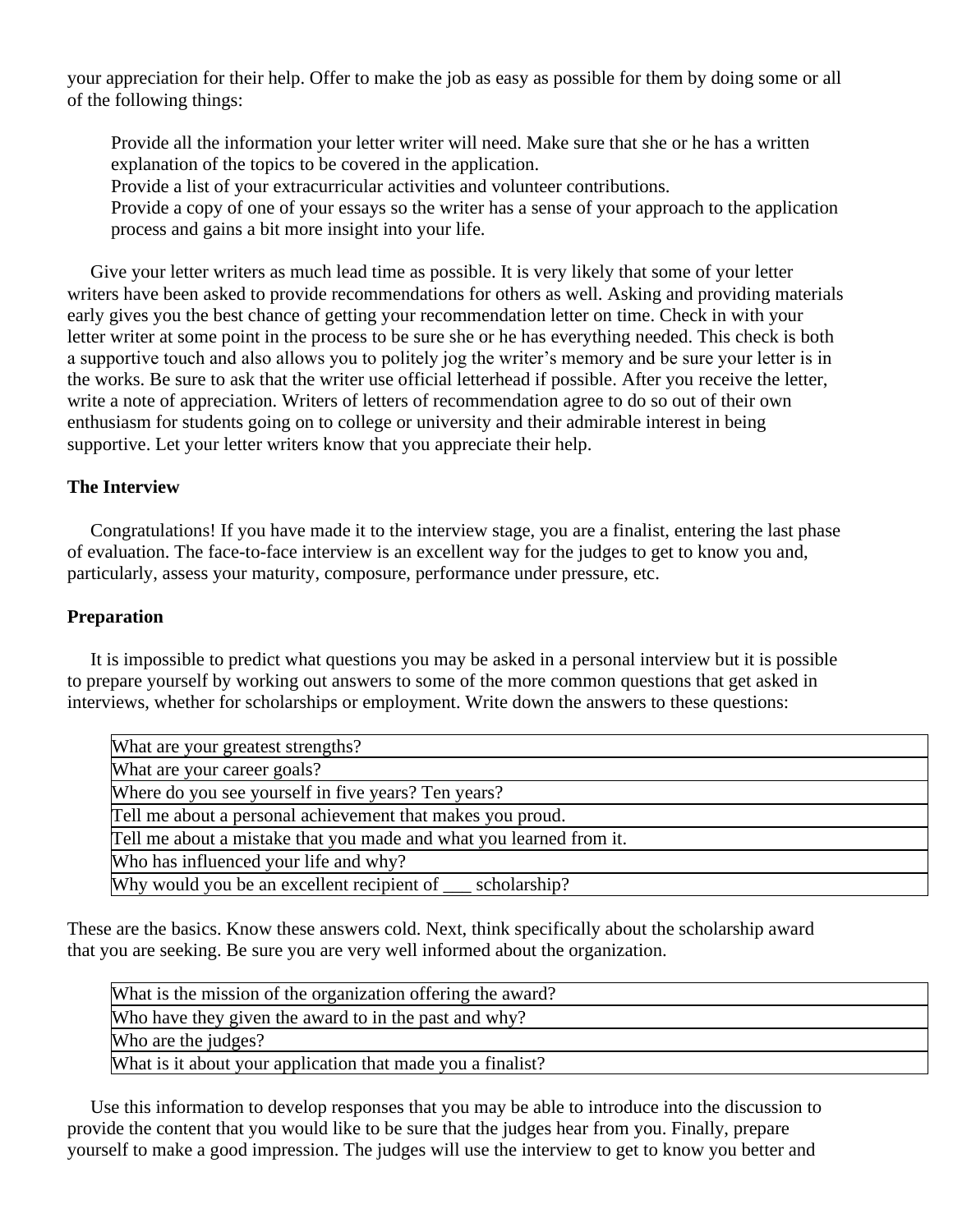your appreciation for their help. Offer to make the job as easy as possible for them by doing some or all of the following things:

- Provide all the information your letter writer will need. Make sure that she or he has a written explanation of the topics to be covered in the application.
- Provide a list of your extracurricular activities and volunteer contributions.
- Provide a copy of one of your essays so the writer has a sense of your approach to the application process and gains a bit more insight into your life.

Give your letter writers as much lead time as possible. It is very likely that some of your letter writers have been asked to provide recommendations for others as well. Asking and providing materials early gives you the best chance of getting your recommendation letter on time. Check in with your letter writer at some point in the process to be sure she or he has everything needed. This check is both a supportive touch and also allows you to politely jog the writer's memory and be sure your letter is in the works. Be sure to ask that the writer use official letterhead if possible. After you receive the letter, write a note of appreciation. Writers of letters of recommendation agree to do so out of their own enthusiasm for students going on to college or university and their admirable interest in being supportive. Let your letter writers know that you appreciate their help.

**The Interview**

Congratulations! If you have made it to the interview stage, you are a finalist, entering the last phase of evaluation. The face-to-face interview is an excellent way for the judges to get to know you and, particularly, assess your maturity, composure, performance under pressure, etc.

**Preparation**

It is impossible to predict what questions you may be asked in a personal interview but it is possible to prepare yourself by working out answers to some of the more common questions that get asked in interviews, whether for scholarships or employment. Write down the answers to these questions:

| |
|---|
| What are your greatest strengths? |
| What are your career goals? |
| Where do you see yourself in five years? Ten years? |
| Tell me about a personal achievement that makes you proud. |
| Tell me about a mistake that you made and what you learned from it. |
| Who has influenced your life and why? |
| Why would you be an excellent recipient of ___ scholarship? |

These are the basics. Know these answers cold. Next, think specifically about the scholarship award that you are seeking. Be sure you are very well informed about the organization.

| |
|---|
| What is the mission of the organization offering the award? |
| Who have they given the award to in the past and why? |
| Who are the judges? |
| What is it about your application that made you a finalist? |

Use this information to develop responses that you may be able to introduce into the discussion to provide the content that you would like to be sure that the judges hear from you. Finally, prepare yourself to make a good impression. The judges will use the interview to get to know you better and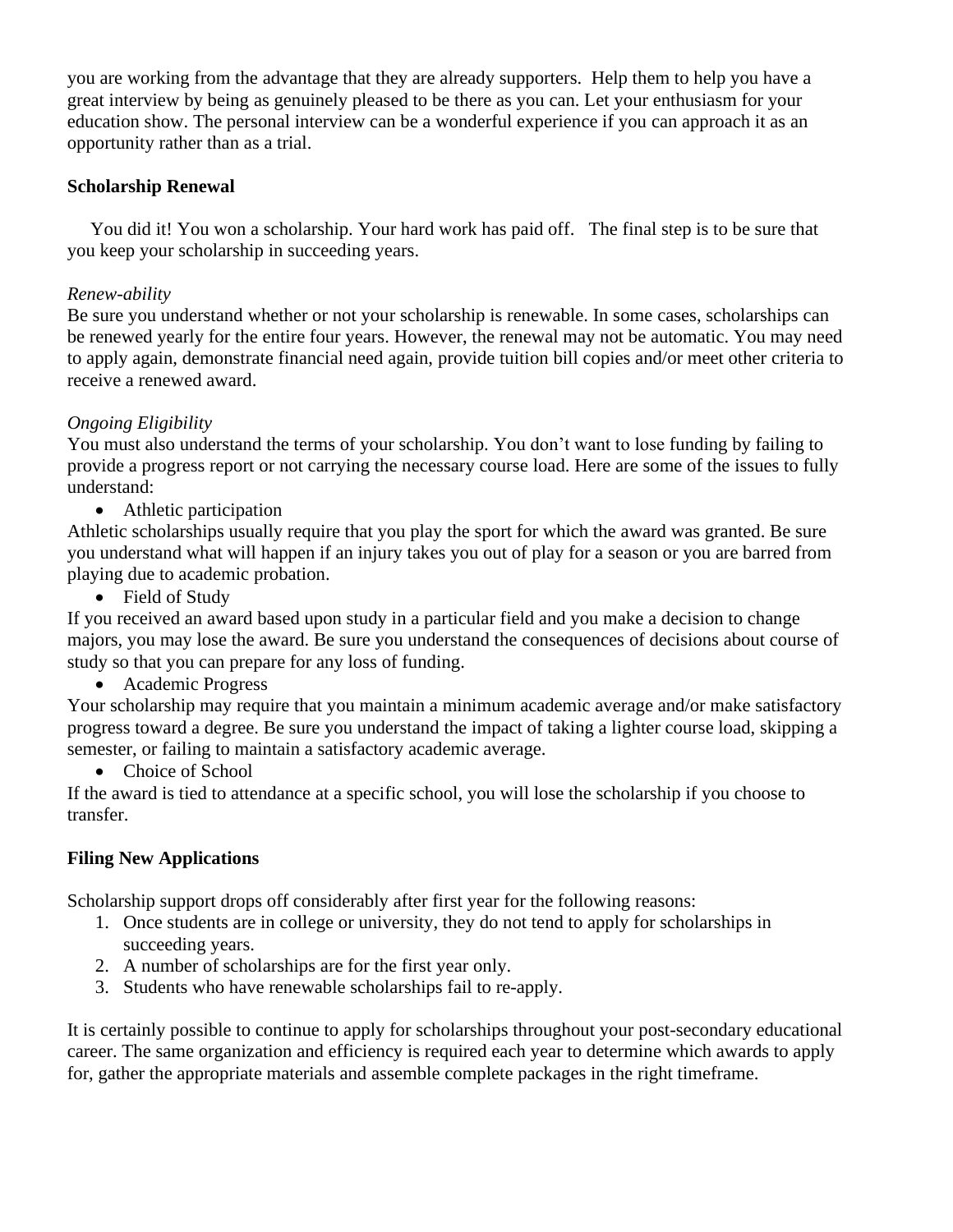you are working from the advantage that they are already supporters. Help them to help you have a great interview by being as genuinely pleased to be there as you can. Let your enthusiasm for your education show. The personal interview can be a wonderful experience if you can approach it as an opportunity rather than as a trial.

**Scholarship Renewal**

You did it! You won a scholarship. Your hard work has paid off. The final step is to be sure that you keep your scholarship in succeeding years.

*Renew-ability*
Be sure you understand whether or not your scholarship is renewable. In some cases, scholarships can be renewed yearly for the entire four years. However, the renewal may not be automatic. You may need to apply again, demonstrate financial need again, provide tuition bill copies and/or meet other criteria to receive a renewed award.

*Ongoing Eligibility*
You must also understand the terms of your scholarship. You don't want to lose funding by failing to provide a progress report or not carrying the necessary course load. Here are some of the issues to fully understand:

- Athletic participation

Athletic scholarships usually require that you play the sport for which the award was granted. Be sure you understand what will happen if an injury takes you out of play for a season or you are barred from playing due to academic probation.

- Field of Study

If you received an award based upon study in a particular field and you make a decision to change majors, you may lose the award. Be sure you understand the consequences of decisions about course of study so that you can prepare for any loss of funding.

- Academic Progress

Your scholarship may require that you maintain a minimum academic average and/or make satisfactory progress toward a degree. Be sure you understand the impact of taking a lighter course load, skipping a semester, or failing to maintain a satisfactory academic average.

- Choice of School

If the award is tied to attendance at a specific school, you will lose the scholarship if you choose to transfer.

**Filing New Applications**

Scholarship support drops off considerably after first year for the following reasons:

1. Once students are in college or university, they do not tend to apply for scholarships in succeeding years.
2. A number of scholarships are for the first year only.
3. Students who have renewable scholarships fail to re-apply.

It is certainly possible to continue to apply for scholarships throughout your post-secondary educational career. The same organization and efficiency is required each year to determine which awards to apply for, gather the appropriate materials and assemble complete packages in the right timeframe.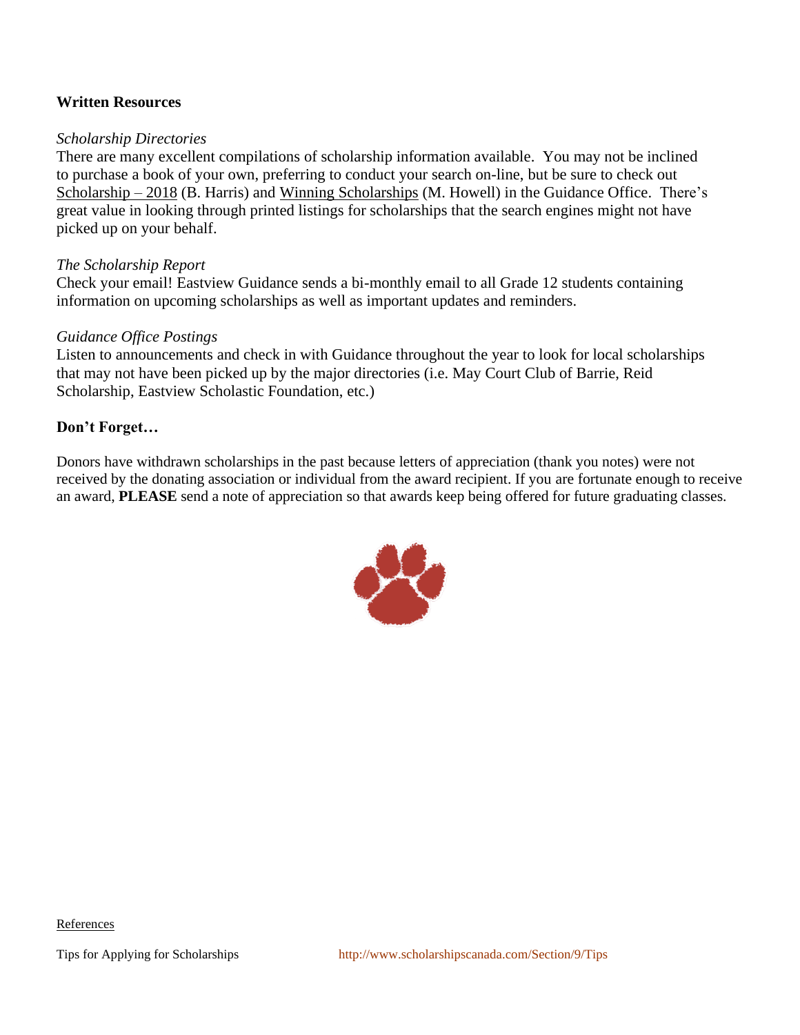**Written Resources**

*Scholarship Directories*

There are many excellent compilations of scholarship information available. You may not be inclined to purchase a book of your own, preferring to conduct your search on-line, but be sure to check out Scholarship – 2018 (B. Harris) and Winning Scholarships (M. Howell) in the Guidance Office. There's great value in looking through printed listings for scholarships that the search engines might not have picked up on your behalf.

*The Scholarship Report*

Check your email! Eastview Guidance sends a bi-monthly email to all Grade 12 students containing information on upcoming scholarships as well as important updates and reminders.

*Guidance Office Postings*

Listen to announcements and check in with Guidance throughout the year to look for local scholarships that may not have been picked up by the major directories (i.e. May Court Club of Barrie, Reid Scholarship, Eastview Scholastic Foundation, etc.)

**Don't Forget…**

Donors have withdrawn scholarships in the past because letters of appreciation (thank you notes) were not received by the donating association or individual from the award recipient. If you are fortunate enough to receive an award, **PLEASE** send a note of appreciation so that awards keep being offered for future graduating classes.

References

Tips for Applying for Scholarships http://www.scholarshipscanada.com/Section/9/Tips